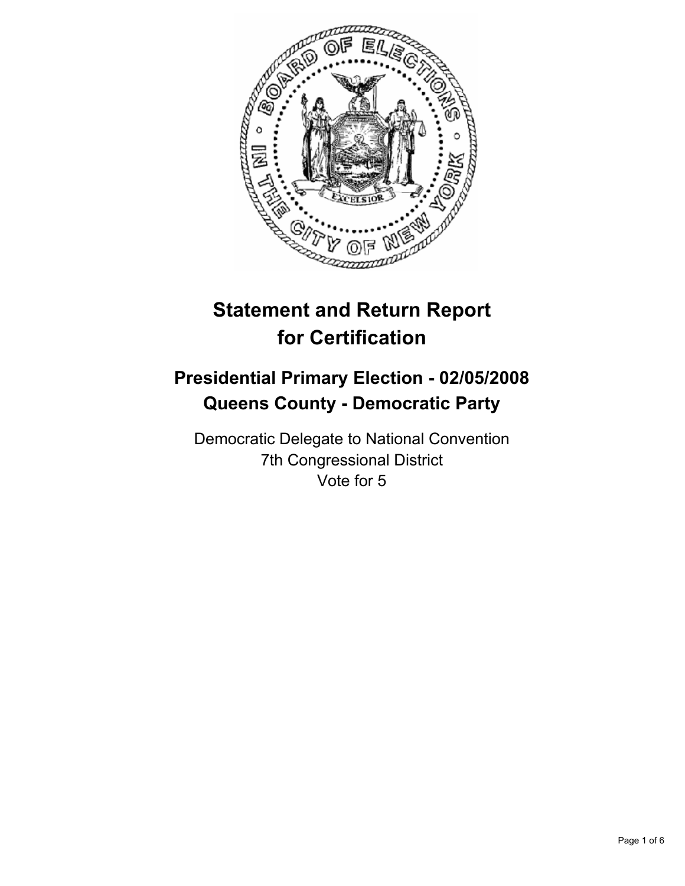# Statement and Return Report for Certification

## Presidential Primary Election - 02/05/2008
## Queens County - Democratic Party

Democratic Delegate to National Convention
7th Congressional District
Vote for 5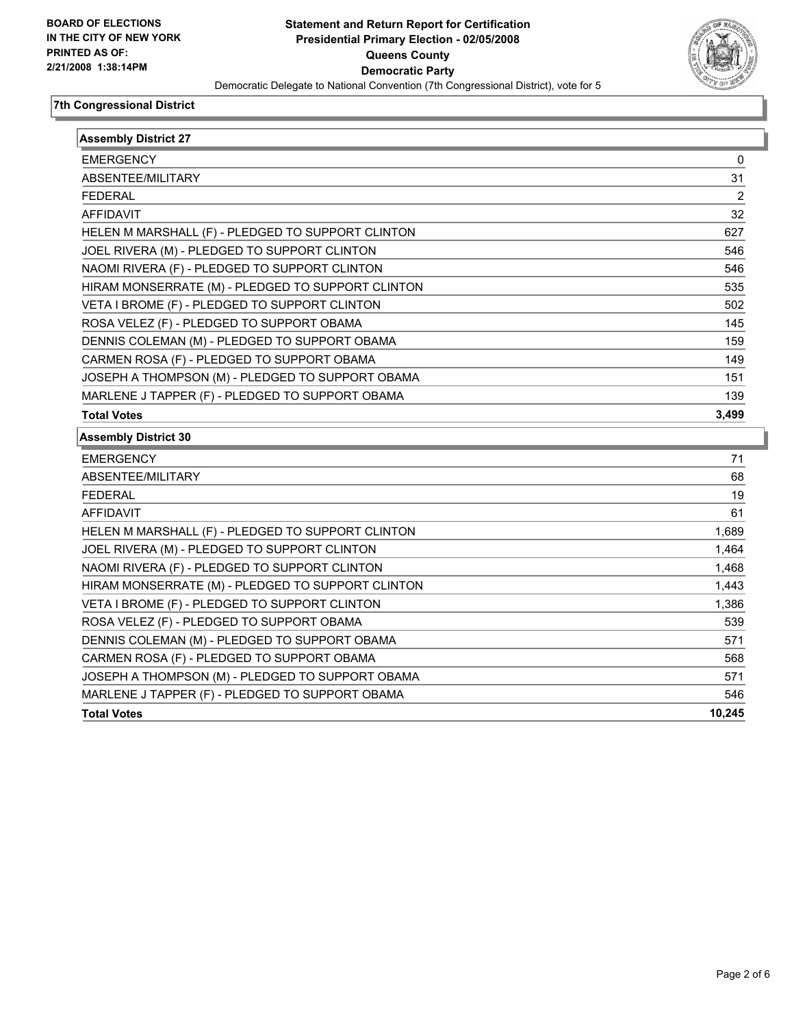**BOARD OF ELECTIONS IN THE CITY OF NEW YORK PRINTED AS OF: 2/21/2008 1:38:14PM**

# Statement and Return Report for Certification
## Presidential Primary Election - 02/05/2008
## Queens County
## Democratic Party
Democratic Delegate to National Convention (7th Congressional District), vote for 5

### 7th Congressional District

| Assembly District 27 | |
|---|---|
| EMERGENCY | 0 |
| ABSENTEE/MILITARY | 31 |
| FEDERAL | 2 |
| AFFIDAVIT | 32 |
| HELEN M MARSHALL (F) - PLEDGED TO SUPPORT CLINTON | 627 |
| JOEL RIVERA (M) - PLEDGED TO SUPPORT CLINTON | 546 |
| NAOMI RIVERA (F) - PLEDGED TO SUPPORT CLINTON | 546 |
| HIRAM MONSERRATE (M) - PLEDGED TO SUPPORT CLINTON | 535 |
| VETA I BROME (F) - PLEDGED TO SUPPORT CLINTON | 502 |
| ROSA VELEZ (F) - PLEDGED TO SUPPORT OBAMA | 145 |
| DENNIS COLEMAN (M) - PLEDGED TO SUPPORT OBAMA | 159 |
| CARMEN ROSA (F) - PLEDGED TO SUPPORT OBAMA | 149 |
| JOSEPH A THOMPSON (M) - PLEDGED TO SUPPORT OBAMA | 151 |
| MARLENE J TAPPER (F) - PLEDGED TO SUPPORT OBAMA | 139 |
| **Total Votes** | **3,499** |

| Assembly District 30 | |
|---|---|
| EMERGENCY | 71 |
| ABSENTEE/MILITARY | 68 |
| FEDERAL | 19 |
| AFFIDAVIT | 61 |
| HELEN M MARSHALL (F) - PLEDGED TO SUPPORT CLINTON | 1,689 |
| JOEL RIVERA (M) - PLEDGED TO SUPPORT CLINTON | 1,464 |
| NAOMI RIVERA (F) - PLEDGED TO SUPPORT CLINTON | 1,468 |
| HIRAM MONSERRATE (M) - PLEDGED TO SUPPORT CLINTON | 1,443 |
| VETA I BROME (F) - PLEDGED TO SUPPORT CLINTON | 1,386 |
| ROSA VELEZ (F) - PLEDGED TO SUPPORT OBAMA | 539 |
| DENNIS COLEMAN (M) - PLEDGED TO SUPPORT OBAMA | 571 |
| CARMEN ROSA (F) - PLEDGED TO SUPPORT OBAMA | 568 |
| JOSEPH A THOMPSON (M) - PLEDGED TO SUPPORT OBAMA | 571 |
| MARLENE J TAPPER (F) - PLEDGED TO SUPPORT OBAMA | 546 |
| **Total Votes** | **10,245** |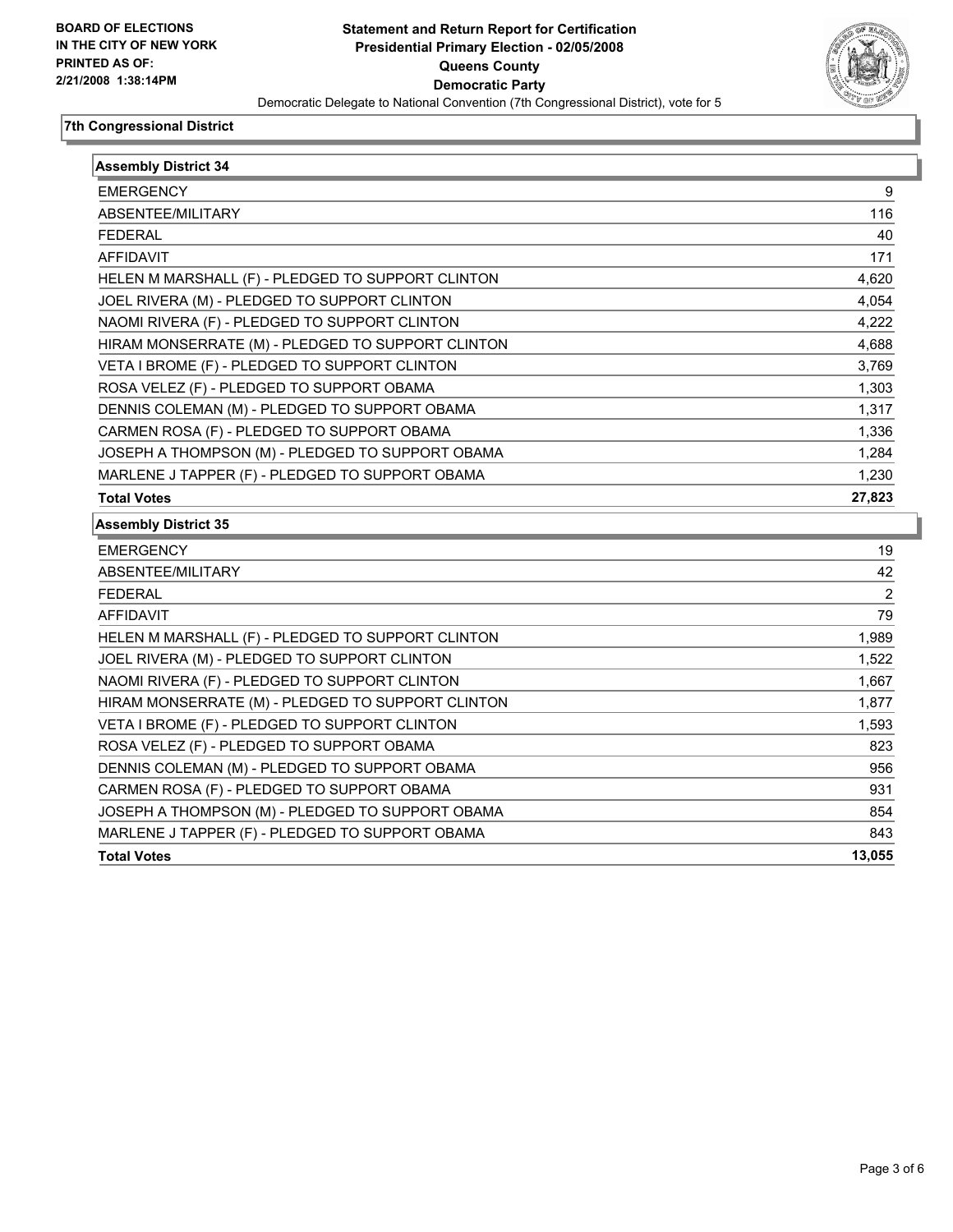**BOARD OF ELECTIONS IN THE CITY OF NEW YORK**
**PRINTED AS OF: 2/21/2008 1:38:14PM**

# Statement and Return Report for Certification
## Presidential Primary Election - 02/05/2008
## Queens County
## Democratic Party

Democratic Delegate to National Convention (7th Congressional District), vote for 5

### 7th Congressional District

| Assembly District 34 | |
|---|---|
| EMERGENCY | 9 |
| ABSENTEE/MILITARY | 116 |
| FEDERAL | 40 |
| AFFIDAVIT | 171 |
| HELEN M MARSHALL (F) - PLEDGED TO SUPPORT CLINTON | 4,620 |
| JOEL RIVERA (M) - PLEDGED TO SUPPORT CLINTON | 4,054 |
| NAOMI RIVERA (F) - PLEDGED TO SUPPORT CLINTON | 4,222 |
| HIRAM MONSERRATE (M) - PLEDGED TO SUPPORT CLINTON | 4,688 |
| VETA I BROME (F) - PLEDGED TO SUPPORT CLINTON | 3,769 |
| ROSA VELEZ (F) - PLEDGED TO SUPPORT OBAMA | 1,303 |
| DENNIS COLEMAN (M) - PLEDGED TO SUPPORT OBAMA | 1,317 |
| CARMEN ROSA (F) - PLEDGED TO SUPPORT OBAMA | 1,336 |
| JOSEPH A THOMPSON (M) - PLEDGED TO SUPPORT OBAMA | 1,284 |
| MARLENE J TAPPER (F) - PLEDGED TO SUPPORT OBAMA | 1,230 |
| **Total Votes** | **27,823** |

| Assembly District 35 | |
|---|---|
| EMERGENCY | 19 |
| ABSENTEE/MILITARY | 42 |
| FEDERAL | 2 |
| AFFIDAVIT | 79 |
| HELEN M MARSHALL (F) - PLEDGED TO SUPPORT CLINTON | 1,989 |
| JOEL RIVERA (M) - PLEDGED TO SUPPORT CLINTON | 1,522 |
| NAOMI RIVERA (F) - PLEDGED TO SUPPORT CLINTON | 1,667 |
| HIRAM MONSERRATE (M) - PLEDGED TO SUPPORT CLINTON | 1,877 |
| VETA I BROME (F) - PLEDGED TO SUPPORT CLINTON | 1,593 |
| ROSA VELEZ (F) - PLEDGED TO SUPPORT OBAMA | 823 |
| DENNIS COLEMAN (M) - PLEDGED TO SUPPORT OBAMA | 956 |
| CARMEN ROSA (F) - PLEDGED TO SUPPORT OBAMA | 931 |
| JOSEPH A THOMPSON (M) - PLEDGED TO SUPPORT OBAMA | 854 |
| MARLENE J TAPPER (F) - PLEDGED TO SUPPORT OBAMA | 843 |
| **Total Votes** | **13,055** |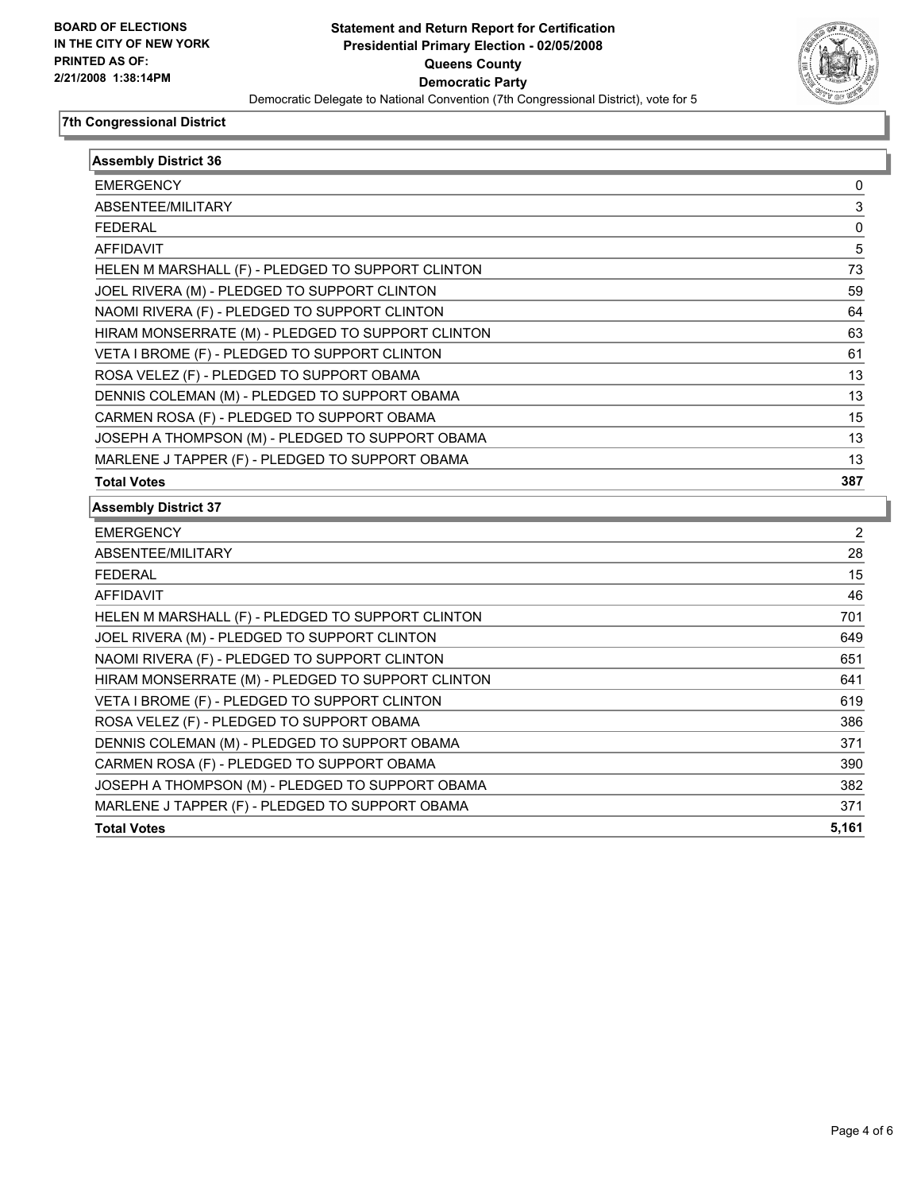**BOARD OF ELECTIONS IN THE CITY OF NEW YORK PRINTED AS OF: 2/21/2008 1:38:14PM**

**Statement and Return Report for Certification**
**Presidential Primary Election - 02/05/2008**
**Queens County**
**Democratic Party**
Democratic Delegate to National Convention (7th Congressional District), vote for 5

## 7th Congressional District

### Assembly District 36

| | |
|---|---|
| EMERGENCY | 0 |
| ABSENTEE/MILITARY | 3 |
| FEDERAL | 0 |
| AFFIDAVIT | 5 |
| HELEN M MARSHALL (F) - PLEDGED TO SUPPORT CLINTON | 73 |
| JOEL RIVERA (M) - PLEDGED TO SUPPORT CLINTON | 59 |
| NAOMI RIVERA (F) - PLEDGED TO SUPPORT CLINTON | 64 |
| HIRAM MONSERRATE (M) - PLEDGED TO SUPPORT CLINTON | 63 |
| VETA I BROME (F) - PLEDGED TO SUPPORT CLINTON | 61 |
| ROSA VELEZ (F) - PLEDGED TO SUPPORT OBAMA | 13 |
| DENNIS COLEMAN (M) - PLEDGED TO SUPPORT OBAMA | 13 |
| CARMEN ROSA (F) - PLEDGED TO SUPPORT OBAMA | 15 |
| JOSEPH A THOMPSON (M) - PLEDGED TO SUPPORT OBAMA | 13 |
| MARLENE J TAPPER (F) - PLEDGED TO SUPPORT OBAMA | 13 |
| **Total Votes** | **387** |

### Assembly District 37

| | |
|---|---|
| EMERGENCY | 2 |
| ABSENTEE/MILITARY | 28 |
| FEDERAL | 15 |
| AFFIDAVIT | 46 |
| HELEN M MARSHALL (F) - PLEDGED TO SUPPORT CLINTON | 701 |
| JOEL RIVERA (M) - PLEDGED TO SUPPORT CLINTON | 649 |
| NAOMI RIVERA (F) - PLEDGED TO SUPPORT CLINTON | 651 |
| HIRAM MONSERRATE (M) - PLEDGED TO SUPPORT CLINTON | 641 |
| VETA I BROME (F) - PLEDGED TO SUPPORT CLINTON | 619 |
| ROSA VELEZ (F) - PLEDGED TO SUPPORT OBAMA | 386 |
| DENNIS COLEMAN (M) - PLEDGED TO SUPPORT OBAMA | 371 |
| CARMEN ROSA (F) - PLEDGED TO SUPPORT OBAMA | 390 |
| JOSEPH A THOMPSON (M) - PLEDGED TO SUPPORT OBAMA | 382 |
| MARLENE J TAPPER (F) - PLEDGED TO SUPPORT OBAMA | 371 |
| **Total Votes** | **5,161** |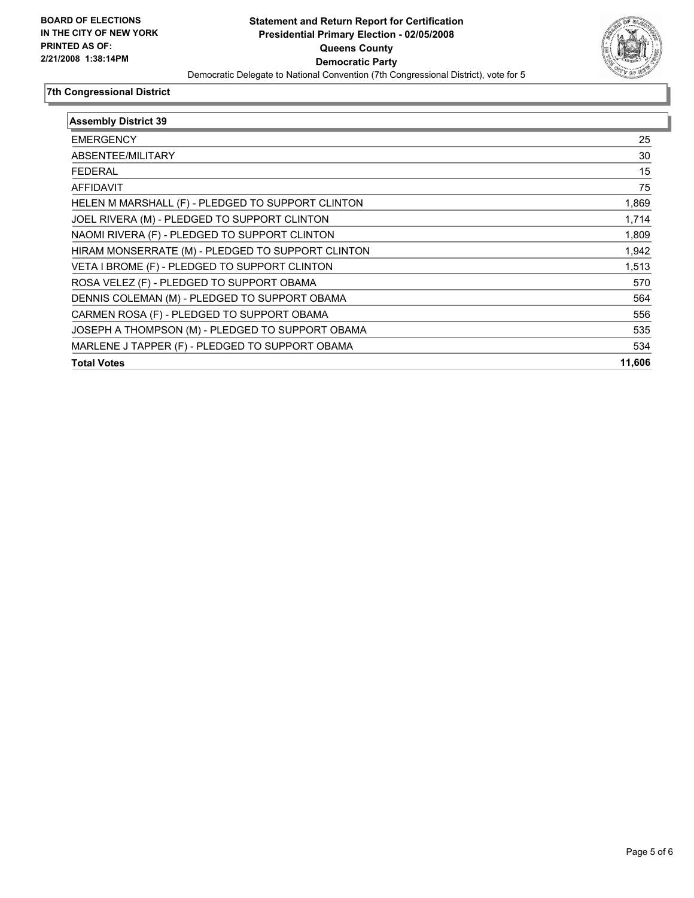**BOARD OF ELECTIONS IN THE CITY OF NEW YORK PRINTED AS OF: 2/21/2008 1:38:14PM**

# Statement and Return Report for Certification
## Presidential Primary Election - 02/05/2008
## Queens County
## Democratic Party

Democratic Delegate to National Convention (7th Congressional District), vote for 5

### 7th Congressional District

| Assembly District 39 | |
|---|---|
| EMERGENCY | 25 |
| ABSENTEE/MILITARY | 30 |
| FEDERAL | 15 |
| AFFIDAVIT | 75 |
| HELEN M MARSHALL (F) - PLEDGED TO SUPPORT CLINTON | 1,869 |
| JOEL RIVERA (M) - PLEDGED TO SUPPORT CLINTON | 1,714 |
| NAOMI RIVERA (F) - PLEDGED TO SUPPORT CLINTON | 1,809 |
| HIRAM MONSERRATE (M) - PLEDGED TO SUPPORT CLINTON | 1,942 |
| VETA I BROME (F) - PLEDGED TO SUPPORT CLINTON | 1,513 |
| ROSA VELEZ (F) - PLEDGED TO SUPPORT OBAMA | 570 |
| DENNIS COLEMAN (M) - PLEDGED TO SUPPORT OBAMA | 564 |
| CARMEN ROSA (F) - PLEDGED TO SUPPORT OBAMA | 556 |
| JOSEPH A THOMPSON (M) - PLEDGED TO SUPPORT OBAMA | 535 |
| MARLENE J TAPPER (F) - PLEDGED TO SUPPORT OBAMA | 534 |
| **Total Votes** | **11,606** |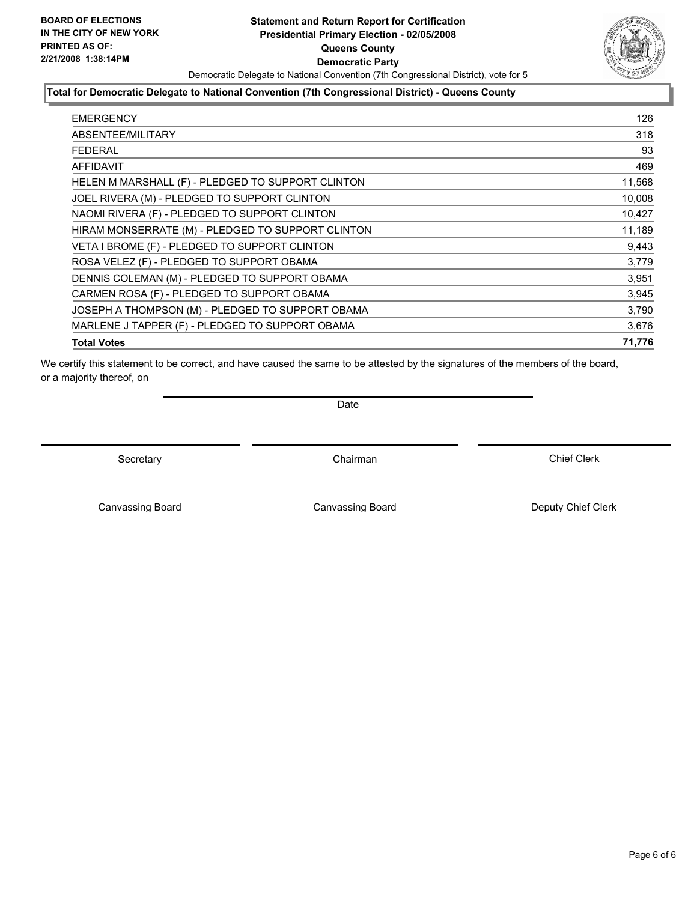**BOARD OF ELECTIONS IN THE CITY OF NEW YORK PRINTED AS OF: 2/21/2008 1:38:14PM**

# Statement and Return Report for Certification
## Presidential Primary Election - 02/05/2008
## Queens County
## Democratic Party

Democratic Delegate to National Convention (7th Congressional District), vote for 5

### Total for Democratic Delegate to National Convention (7th Congressional District) - Queens County

| | |
|---|---|
| EMERGENCY | 126 |
| ABSENTEE/MILITARY | 318 |
| FEDERAL | 93 |
| AFFIDAVIT | 469 |
| HELEN M MARSHALL (F) - PLEDGED TO SUPPORT CLINTON | 11,568 |
| JOEL RIVERA (M) - PLEDGED TO SUPPORT CLINTON | 10,008 |
| NAOMI RIVERA (F) - PLEDGED TO SUPPORT CLINTON | 10,427 |
| HIRAM MONSERRATE (M) - PLEDGED TO SUPPORT CLINTON | 11,189 |
| VETA I BROME (F) - PLEDGED TO SUPPORT CLINTON | 9,443 |
| ROSA VELEZ (F) - PLEDGED TO SUPPORT OBAMA | 3,779 |
| DENNIS COLEMAN (M) - PLEDGED TO SUPPORT OBAMA | 3,951 |
| CARMEN ROSA (F) - PLEDGED TO SUPPORT OBAMA | 3,945 |
| JOSEPH A THOMPSON (M) - PLEDGED TO SUPPORT OBAMA | 3,790 |
| MARLENE J TAPPER (F) - PLEDGED TO SUPPORT OBAMA | 3,676 |
| **Total Votes** | **71,776** |

We certify this statement to be correct, and have caused the same to be attested by the signatures of the members of the board, or a majority thereof, on

Date

| | | |
|---|---|---|
| Secretary | Chairman | Chief Clerk |
| Canvassing Board | Canvassing Board | Deputy Chief Clerk |